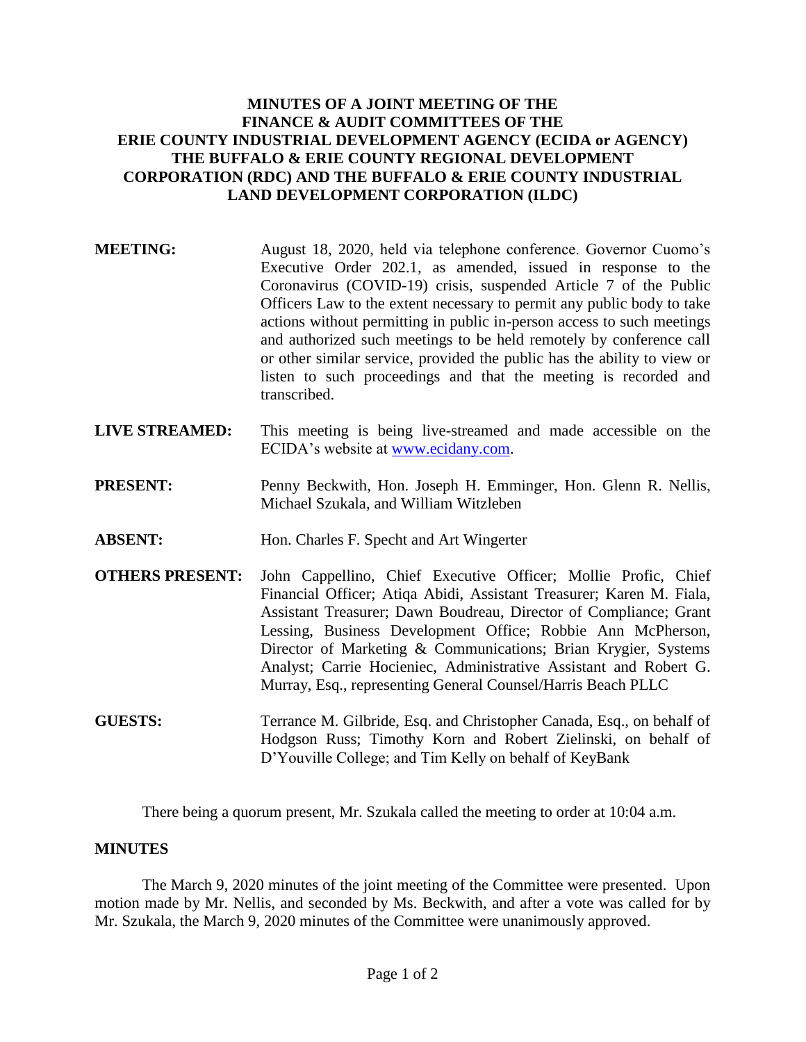**MINUTES OF A JOINT MEETING OF THE FINANCE & AUDIT COMMITTEES OF THE ERIE COUNTY INDUSTRIAL DEVELOPMENT AGENCY (ECIDA or AGENCY) THE BUFFALO & ERIE COUNTY REGIONAL DEVELOPMENT CORPORATION (RDC) AND THE BUFFALO & ERIE COUNTY INDUSTRIAL LAND DEVELOPMENT CORPORATION (ILDC)**

**MEETING:** August 18, 2020, held via telephone conference. Governor Cuomo's Executive Order 202.1, as amended, issued in response to the Coronavirus (COVID-19) crisis, suspended Article 7 of the Public Officers Law to the extent necessary to permit any public body to take actions without permitting in public in-person access to such meetings and authorized such meetings to be held remotely by conference call or other similar service, provided the public has the ability to view or listen to such proceedings and that the meeting is recorded and transcribed.

**LIVE STREAMED:** This meeting is being live-streamed and made accessible on the ECIDA's website at www.ecidany.com.

**PRESENT:** Penny Beckwith, Hon. Joseph H. Emminger, Hon. Glenn R. Nellis, Michael Szukala, and William Witzleben

**ABSENT:** Hon. Charles F. Specht and Art Wingerter

**OTHERS PRESENT:** John Cappellino, Chief Executive Officer; Mollie Profic, Chief Financial Officer; Atiqa Abidi, Assistant Treasurer; Karen M. Fiala, Assistant Treasurer; Dawn Boudreau, Director of Compliance; Grant Lessing, Business Development Office; Robbie Ann McPherson, Director of Marketing & Communications; Brian Krygier, Systems Analyst; Carrie Hocieniec, Administrative Assistant and Robert G. Murray, Esq., representing General Counsel/Harris Beach PLLC

**GUESTS:** Terrance M. Gilbride, Esq. and Christopher Canada, Esq., on behalf of Hodgson Russ; Timothy Korn and Robert Zielinski, on behalf of D'Youville College; and Tim Kelly on behalf of KeyBank

There being a quorum present, Mr. Szukala called the meeting to order at 10:04 a.m.

## MINUTES

The March 9, 2020 minutes of the joint meeting of the Committee were presented. Upon motion made by Mr. Nellis, and seconded by Ms. Beckwith, and after a vote was called for by Mr. Szukala, the March 9, 2020 minutes of the Committee were unanimously approved.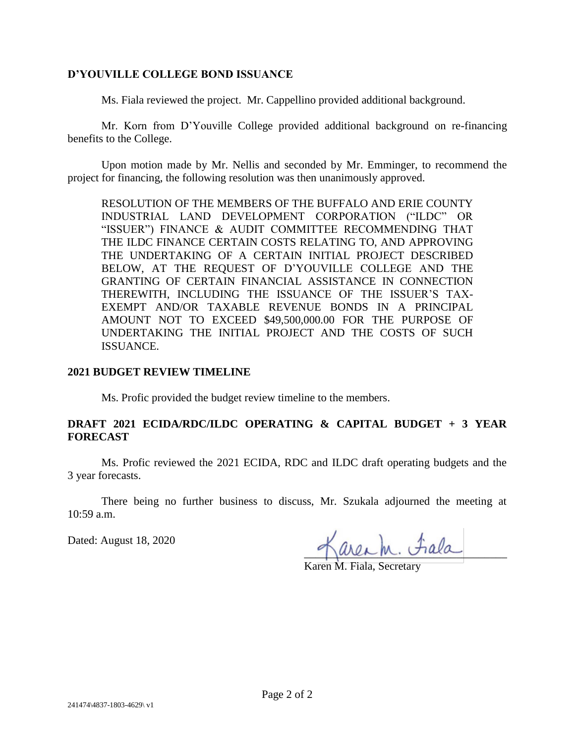**D'YOUVILLE COLLEGE BOND ISSUANCE**

Ms. Fiala reviewed the project. Mr. Cappellino provided additional background.

Mr. Korn from D'Youville College provided additional background on re-financing benefits to the College.

Upon motion made by Mr. Nellis and seconded by Mr. Emminger, to recommend the project for financing, the following resolution was then unanimously approved.

> RESOLUTION OF THE MEMBERS OF THE BUFFALO AND ERIE COUNTY INDUSTRIAL LAND DEVELOPMENT CORPORATION ("ILDC" OR "ISSUER") FINANCE & AUDIT COMMITTEE RECOMMENDING THAT THE ILDC FINANCE CERTAIN COSTS RELATING TO, AND APPROVING THE UNDERTAKING OF A CERTAIN INITIAL PROJECT DESCRIBED BELOW, AT THE REQUEST OF D'YOUVILLE COLLEGE AND THE GRANTING OF CERTAIN FINANCIAL ASSISTANCE IN CONNECTION THEREWITH, INCLUDING THE ISSUANCE OF THE ISSUER'S TAX-EXEMPT AND/OR TAXABLE REVENUE BONDS IN A PRINCIPAL AMOUNT NOT TO EXCEED $49,500,000.00 FOR THE PURPOSE OF UNDERTAKING THE INITIAL PROJECT AND THE COSTS OF SUCH ISSUANCE.

**2021 BUDGET REVIEW TIMELINE**

Ms. Profic provided the budget review timeline to the members.

**DRAFT 2021 ECIDA/RDC/ILDC OPERATING & CAPITAL BUDGET + 3 YEAR FORECAST**

Ms. Profic reviewed the 2021 ECIDA, RDC and ILDC draft operating budgets and the 3 year forecasts.

There being no further business to discuss, Mr. Szukala adjourned the meeting at 10:59 a.m.

Dated: August 18, 2020

Karen M. Fiala

Karen M. Fiala, Secretary

241474\4837-1803-4629\ v1